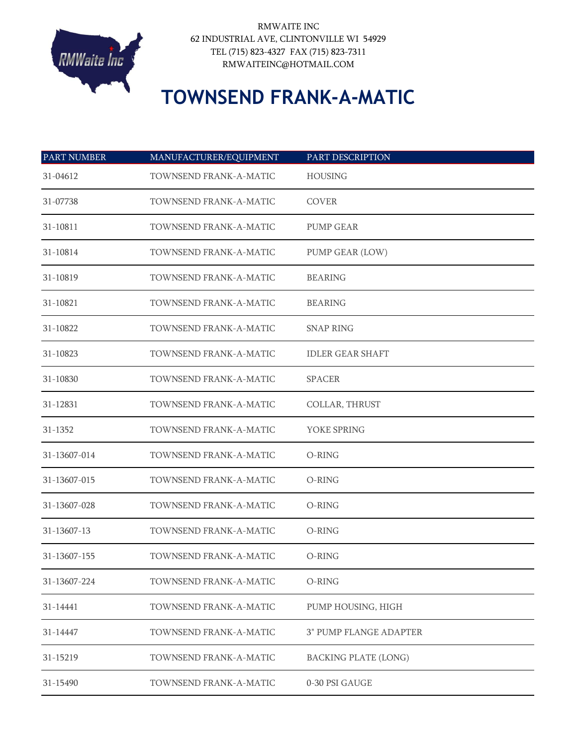RMWAITE INC
62 INDUSTRIAL AVE, CLINTONVILLE WI 54929
TEL (715) 823-4327 FAX (715) 823-7311
RMWAITEINC@HOTMAIL.COM

# TOWNSEND FRANK-A-MATIC

| PART NUMBER | MANUFACTURER/EQUIPMENT | PART DESCRIPTION |
|---|---|---|
| 31-04612 | TOWNSEND FRANK-A-MATIC | HOUSING |
| 31-07738 | TOWNSEND FRANK-A-MATIC | COVER |
| 31-10811 | TOWNSEND FRANK-A-MATIC | PUMP GEAR |
| 31-10814 | TOWNSEND FRANK-A-MATIC | PUMP GEAR (LOW) |
| 31-10819 | TOWNSEND FRANK-A-MATIC | BEARING |
| 31-10821 | TOWNSEND FRANK-A-MATIC | BEARING |
| 31-10822 | TOWNSEND FRANK-A-MATIC | SNAP RING |
| 31-10823 | TOWNSEND FRANK-A-MATIC | IDLER GEAR SHAFT |
| 31-10830 | TOWNSEND FRANK-A-MATIC | SPACER |
| 31-12831 | TOWNSEND FRANK-A-MATIC | COLLAR, THRUST |
| 31-1352 | TOWNSEND FRANK-A-MATIC | YOKE SPRING |
| 31-13607-014 | TOWNSEND FRANK-A-MATIC | O-RING |
| 31-13607-015 | TOWNSEND FRANK-A-MATIC | O-RING |
| 31-13607-028 | TOWNSEND FRANK-A-MATIC | O-RING |
| 31-13607-13 | TOWNSEND FRANK-A-MATIC | O-RING |
| 31-13607-155 | TOWNSEND FRANK-A-MATIC | O-RING |
| 31-13607-224 | TOWNSEND FRANK-A-MATIC | O-RING |
| 31-14441 | TOWNSEND FRANK-A-MATIC | PUMP HOUSING, HIGH |
| 31-14447 | TOWNSEND FRANK-A-MATIC | 3" PUMP FLANGE ADAPTER |
| 31-15219 | TOWNSEND FRANK-A-MATIC | BACKING PLATE (LONG) |
| 31-15490 | TOWNSEND FRANK-A-MATIC | 0-30 PSI GAUGE |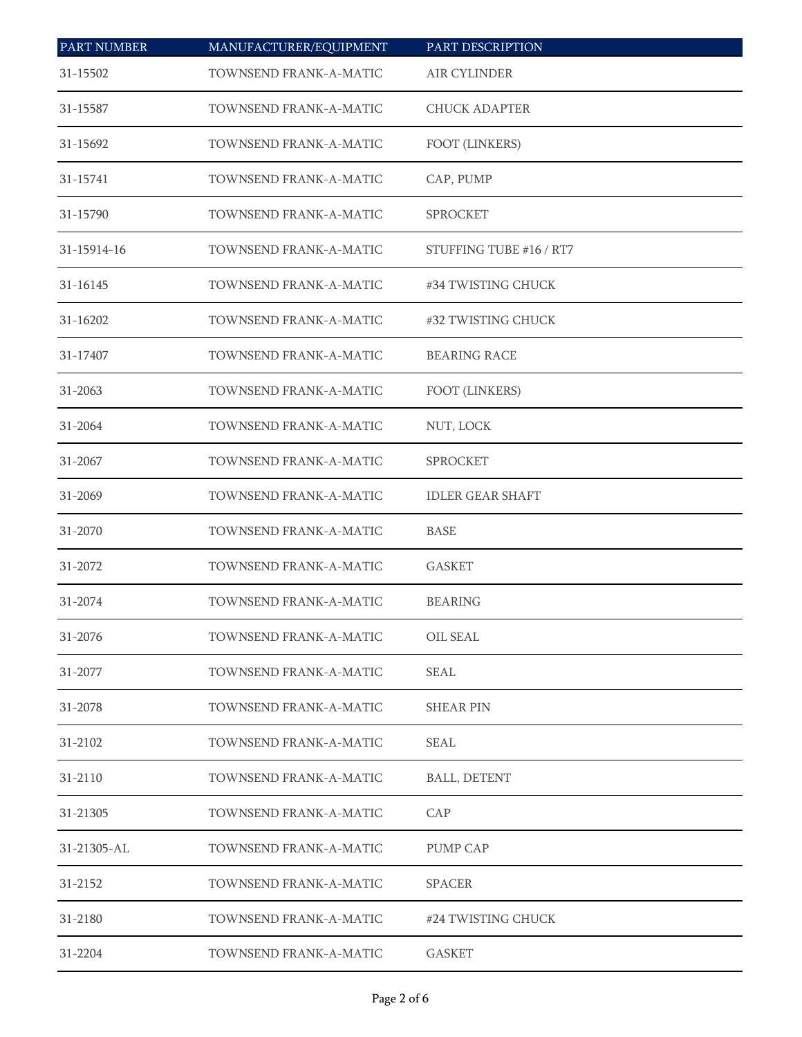| PART NUMBER | MANUFACTURER/EQUIPMENT | PART DESCRIPTION |
| --- | --- | --- |
| 31-15502 | TOWNSEND FRANK-A-MATIC | AIR CYLINDER |
| 31-15587 | TOWNSEND FRANK-A-MATIC | CHUCK ADAPTER |
| 31-15692 | TOWNSEND FRANK-A-MATIC | FOOT (LINKERS) |
| 31-15741 | TOWNSEND FRANK-A-MATIC | CAP, PUMP |
| 31-15790 | TOWNSEND FRANK-A-MATIC | SPROCKET |
| 31-15914-16 | TOWNSEND FRANK-A-MATIC | STUFFING TUBE #16 / RT7 |
| 31-16145 | TOWNSEND FRANK-A-MATIC | #34 TWISTING CHUCK |
| 31-16202 | TOWNSEND FRANK-A-MATIC | #32 TWISTING CHUCK |
| 31-17407 | TOWNSEND FRANK-A-MATIC | BEARING RACE |
| 31-2063 | TOWNSEND FRANK-A-MATIC | FOOT (LINKERS) |
| 31-2064 | TOWNSEND FRANK-A-MATIC | NUT, LOCK |
| 31-2067 | TOWNSEND FRANK-A-MATIC | SPROCKET |
| 31-2069 | TOWNSEND FRANK-A-MATIC | IDLER GEAR SHAFT |
| 31-2070 | TOWNSEND FRANK-A-MATIC | BASE |
| 31-2072 | TOWNSEND FRANK-A-MATIC | GASKET |
| 31-2074 | TOWNSEND FRANK-A-MATIC | BEARING |
| 31-2076 | TOWNSEND FRANK-A-MATIC | OIL SEAL |
| 31-2077 | TOWNSEND FRANK-A-MATIC | SEAL |
| 31-2078 | TOWNSEND FRANK-A-MATIC | SHEAR PIN |
| 31-2102 | TOWNSEND FRANK-A-MATIC | SEAL |
| 31-2110 | TOWNSEND FRANK-A-MATIC | BALL, DETENT |
| 31-21305 | TOWNSEND FRANK-A-MATIC | CAP |
| 31-21305-AL | TOWNSEND FRANK-A-MATIC | PUMP CAP |
| 31-2152 | TOWNSEND FRANK-A-MATIC | SPACER |
| 31-2180 | TOWNSEND FRANK-A-MATIC | #24 TWISTING CHUCK |
| 31-2204 | TOWNSEND FRANK-A-MATIC | GASKET |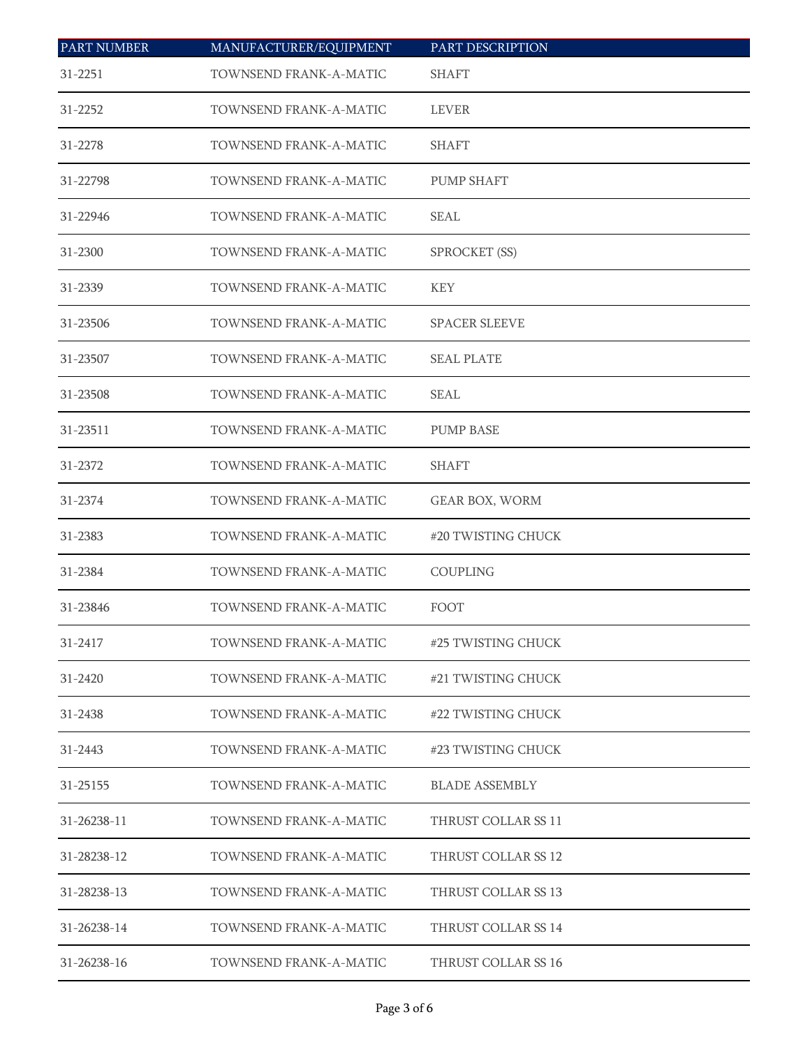| PART NUMBER | MANUFACTURER/EQUIPMENT | PART DESCRIPTION |
| --- | --- | --- |
| 31-2251 | TOWNSEND FRANK-A-MATIC | SHAFT |
| 31-2252 | TOWNSEND FRANK-A-MATIC | LEVER |
| 31-2278 | TOWNSEND FRANK-A-MATIC | SHAFT |
| 31-22798 | TOWNSEND FRANK-A-MATIC | PUMP SHAFT |
| 31-22946 | TOWNSEND FRANK-A-MATIC | SEAL |
| 31-2300 | TOWNSEND FRANK-A-MATIC | SPROCKET (SS) |
| 31-2339 | TOWNSEND FRANK-A-MATIC | KEY |
| 31-23506 | TOWNSEND FRANK-A-MATIC | SPACER SLEEVE |
| 31-23507 | TOWNSEND FRANK-A-MATIC | SEAL PLATE |
| 31-23508 | TOWNSEND FRANK-A-MATIC | SEAL |
| 31-23511 | TOWNSEND FRANK-A-MATIC | PUMP BASE |
| 31-2372 | TOWNSEND FRANK-A-MATIC | SHAFT |
| 31-2374 | TOWNSEND FRANK-A-MATIC | GEAR BOX, WORM |
| 31-2383 | TOWNSEND FRANK-A-MATIC | #20 TWISTING CHUCK |
| 31-2384 | TOWNSEND FRANK-A-MATIC | COUPLING |
| 31-23846 | TOWNSEND FRANK-A-MATIC | FOOT |
| 31-2417 | TOWNSEND FRANK-A-MATIC | #25 TWISTING CHUCK |
| 31-2420 | TOWNSEND FRANK-A-MATIC | #21 TWISTING CHUCK |
| 31-2438 | TOWNSEND FRANK-A-MATIC | #22 TWISTING CHUCK |
| 31-2443 | TOWNSEND FRANK-A-MATIC | #23 TWISTING CHUCK |
| 31-25155 | TOWNSEND FRANK-A-MATIC | BLADE ASSEMBLY |
| 31-26238-11 | TOWNSEND FRANK-A-MATIC | THRUST COLLAR SS 11 |
| 31-28238-12 | TOWNSEND FRANK-A-MATIC | THRUST COLLAR SS 12 |
| 31-28238-13 | TOWNSEND FRANK-A-MATIC | THRUST COLLAR SS 13 |
| 31-26238-14 | TOWNSEND FRANK-A-MATIC | THRUST COLLAR SS 14 |
| 31-26238-16 | TOWNSEND FRANK-A-MATIC | THRUST COLLAR SS 16 |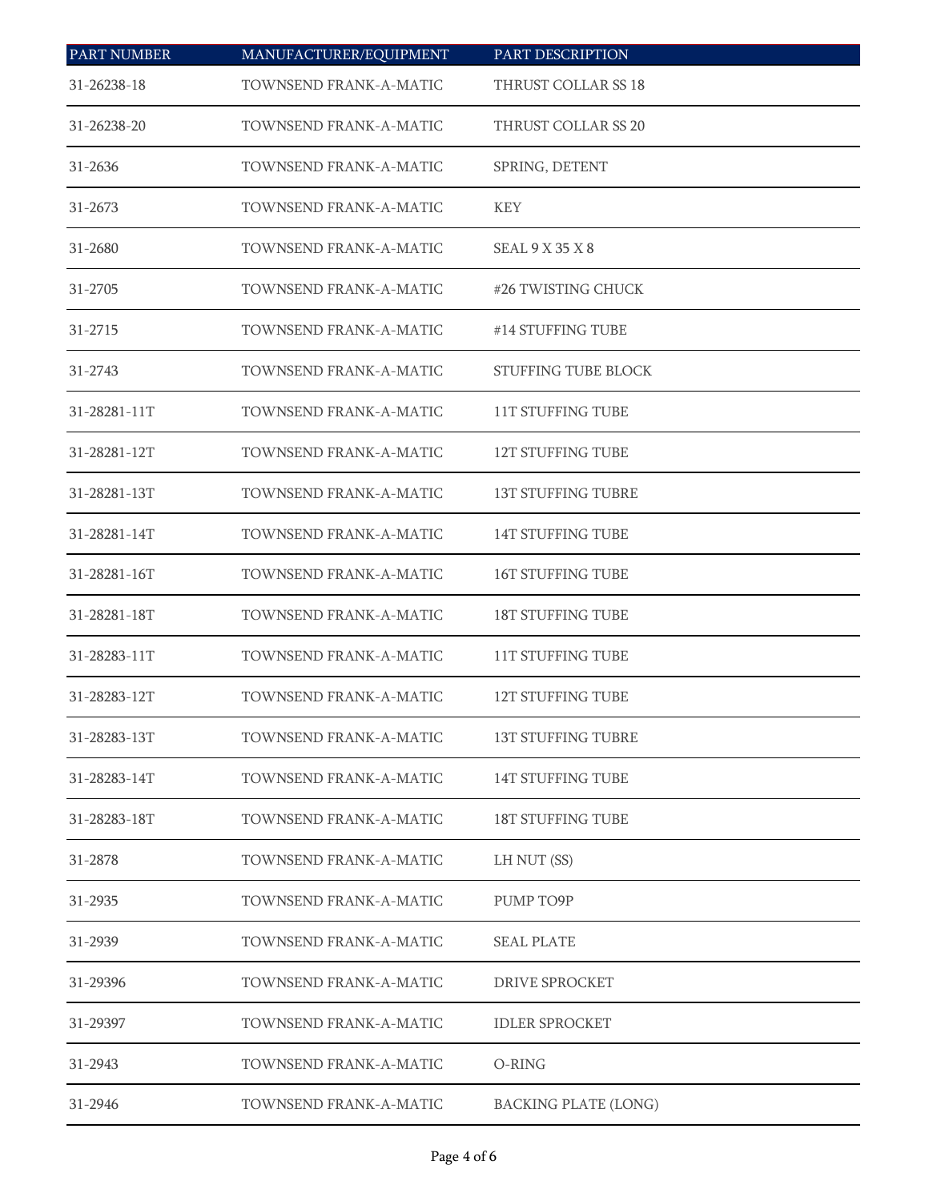| PART NUMBER | MANUFACTURER/EQUIPMENT | PART DESCRIPTION |
| --- | --- | --- |
| 31-26238-18 | TOWNSEND FRANK-A-MATIC | THRUST COLLAR SS 18 |
| 31-26238-20 | TOWNSEND FRANK-A-MATIC | THRUST COLLAR SS 20 |
| 31-2636 | TOWNSEND FRANK-A-MATIC | SPRING, DETENT |
| 31-2673 | TOWNSEND FRANK-A-MATIC | KEY |
| 31-2680 | TOWNSEND FRANK-A-MATIC | SEAL 9 X 35 X 8 |
| 31-2705 | TOWNSEND FRANK-A-MATIC | #26 TWISTING CHUCK |
| 31-2715 | TOWNSEND FRANK-A-MATIC | #14 STUFFING TUBE |
| 31-2743 | TOWNSEND FRANK-A-MATIC | STUFFING TUBE BLOCK |
| 31-28281-11T | TOWNSEND FRANK-A-MATIC | 11T STUFFING TUBE |
| 31-28281-12T | TOWNSEND FRANK-A-MATIC | 12T STUFFING TUBE |
| 31-28281-13T | TOWNSEND FRANK-A-MATIC | 13T STUFFING TUBRE |
| 31-28281-14T | TOWNSEND FRANK-A-MATIC | 14T STUFFING TUBE |
| 31-28281-16T | TOWNSEND FRANK-A-MATIC | 16T STUFFING TUBE |
| 31-28281-18T | TOWNSEND FRANK-A-MATIC | 18T STUFFING TUBE |
| 31-28283-11T | TOWNSEND FRANK-A-MATIC | 11T STUFFING TUBE |
| 31-28283-12T | TOWNSEND FRANK-A-MATIC | 12T STUFFING TUBE |
| 31-28283-13T | TOWNSEND FRANK-A-MATIC | 13T STUFFING TUBRE |
| 31-28283-14T | TOWNSEND FRANK-A-MATIC | 14T STUFFING TUBE |
| 31-28283-18T | TOWNSEND FRANK-A-MATIC | 18T STUFFING TUBE |
| 31-2878 | TOWNSEND FRANK-A-MATIC | LH NUT (SS) |
| 31-2935 | TOWNSEND FRANK-A-MATIC | PUMP TO9P |
| 31-2939 | TOWNSEND FRANK-A-MATIC | SEAL PLATE |
| 31-29396 | TOWNSEND FRANK-A-MATIC | DRIVE SPROCKET |
| 31-29397 | TOWNSEND FRANK-A-MATIC | IDLER SPROCKET |
| 31-2943 | TOWNSEND FRANK-A-MATIC | O-RING |
| 31-2946 | TOWNSEND FRANK-A-MATIC | BACKING PLATE (LONG) |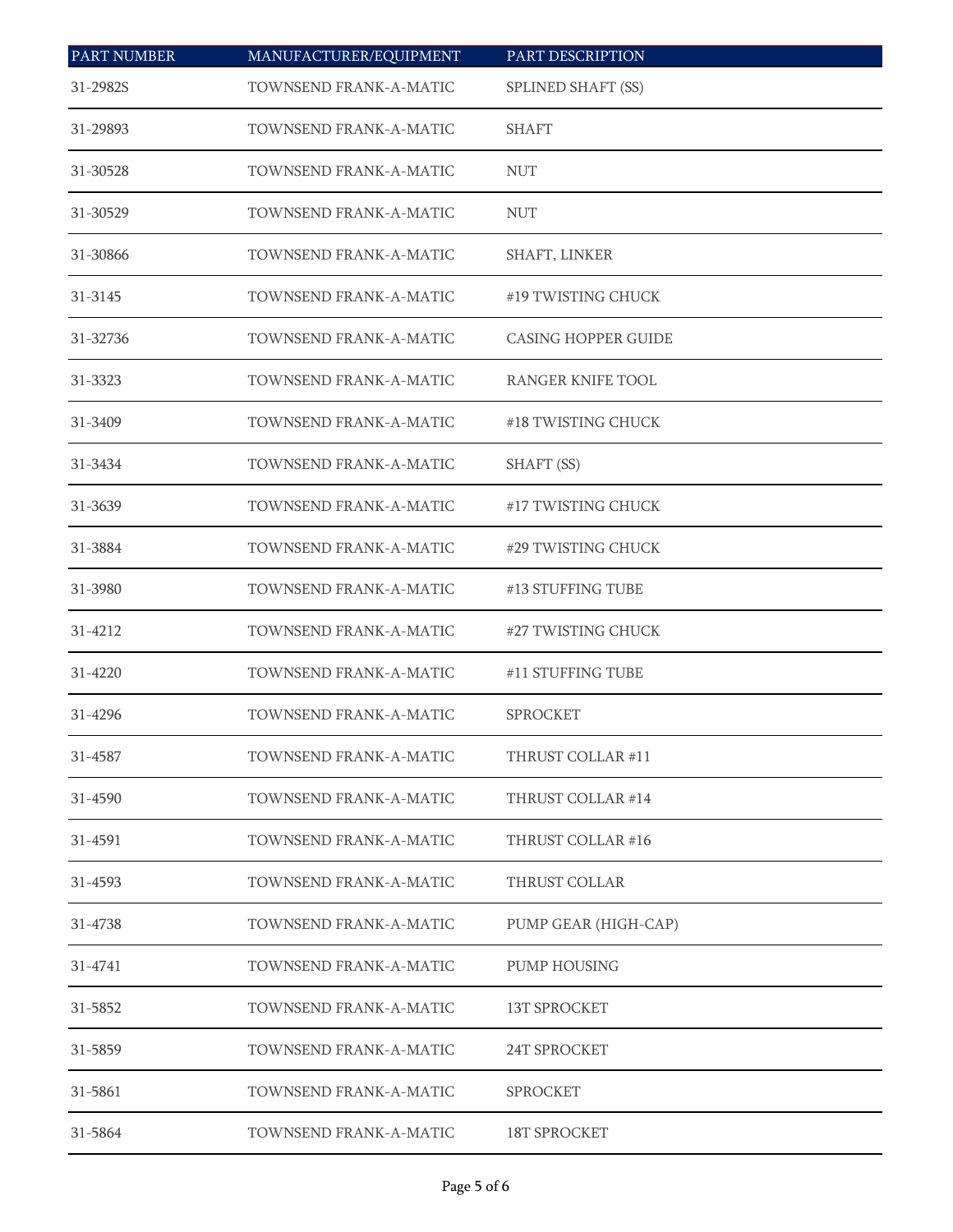| PART NUMBER | MANUFACTURER/EQUIPMENT | PART DESCRIPTION |
| --- | --- | --- |
| 31-2982S | TOWNSEND FRANK-A-MATIC | SPLINED SHAFT (SS) |
| 31-29893 | TOWNSEND FRANK-A-MATIC | SHAFT |
| 31-30528 | TOWNSEND FRANK-A-MATIC | NUT |
| 31-30529 | TOWNSEND FRANK-A-MATIC | NUT |
| 31-30866 | TOWNSEND FRANK-A-MATIC | SHAFT, LINKER |
| 31-3145 | TOWNSEND FRANK-A-MATIC | #19 TWISTING CHUCK |
| 31-32736 | TOWNSEND FRANK-A-MATIC | CASING HOPPER GUIDE |
| 31-3323 | TOWNSEND FRANK-A-MATIC | RANGER KNIFE TOOL |
| 31-3409 | TOWNSEND FRANK-A-MATIC | #18 TWISTING CHUCK |
| 31-3434 | TOWNSEND FRANK-A-MATIC | SHAFT (SS) |
| 31-3639 | TOWNSEND FRANK-A-MATIC | #17 TWISTING CHUCK |
| 31-3884 | TOWNSEND FRANK-A-MATIC | #29 TWISTING CHUCK |
| 31-3980 | TOWNSEND FRANK-A-MATIC | #13 STUFFING TUBE |
| 31-4212 | TOWNSEND FRANK-A-MATIC | #27 TWISTING CHUCK |
| 31-4220 | TOWNSEND FRANK-A-MATIC | #11 STUFFING TUBE |
| 31-4296 | TOWNSEND FRANK-A-MATIC | SPROCKET |
| 31-4587 | TOWNSEND FRANK-A-MATIC | THRUST COLLAR #11 |
| 31-4590 | TOWNSEND FRANK-A-MATIC | THRUST COLLAR #14 |
| 31-4591 | TOWNSEND FRANK-A-MATIC | THRUST COLLAR #16 |
| 31-4593 | TOWNSEND FRANK-A-MATIC | THRUST COLLAR |
| 31-4738 | TOWNSEND FRANK-A-MATIC | PUMP GEAR (HIGH-CAP) |
| 31-4741 | TOWNSEND FRANK-A-MATIC | PUMP HOUSING |
| 31-5852 | TOWNSEND FRANK-A-MATIC | 13T SPROCKET |
| 31-5859 | TOWNSEND FRANK-A-MATIC | 24T SPROCKET |
| 31-5861 | TOWNSEND FRANK-A-MATIC | SPROCKET |
| 31-5864 | TOWNSEND FRANK-A-MATIC | 18T SPROCKET |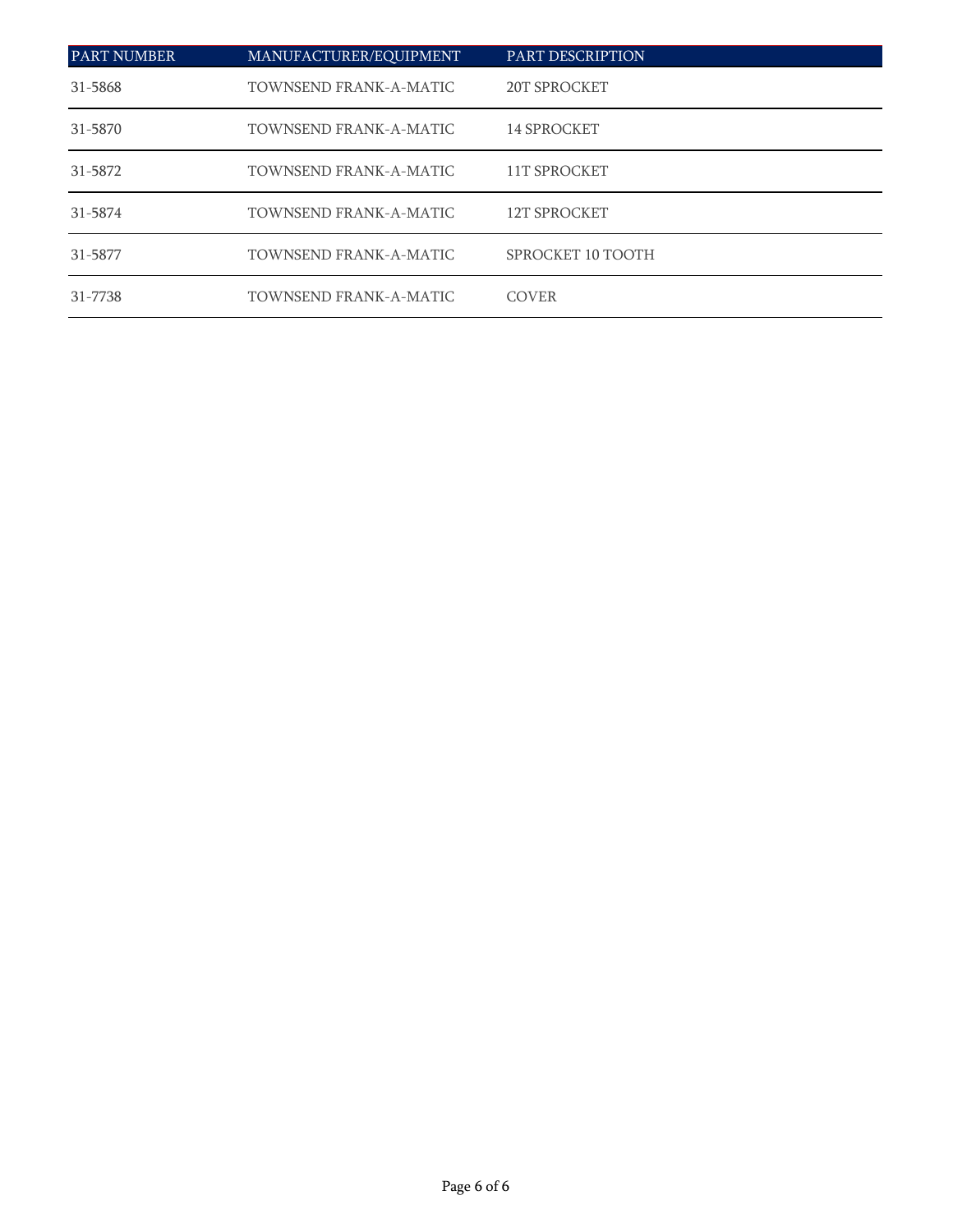| PART NUMBER | MANUFACTURER/EQUIPMENT | PART DESCRIPTION |
| --- | --- | --- |
| 31-5868 | TOWNSEND FRANK-A-MATIC | 20T SPROCKET |
| 31-5870 | TOWNSEND FRANK-A-MATIC | 14 SPROCKET |
| 31-5872 | TOWNSEND FRANK-A-MATIC | 11T SPROCKET |
| 31-5874 | TOWNSEND FRANK-A-MATIC | 12T SPROCKET |
| 31-5877 | TOWNSEND FRANK-A-MATIC | SPROCKET 10 TOOTH |
| 31-7738 | TOWNSEND FRANK-A-MATIC | COVER |